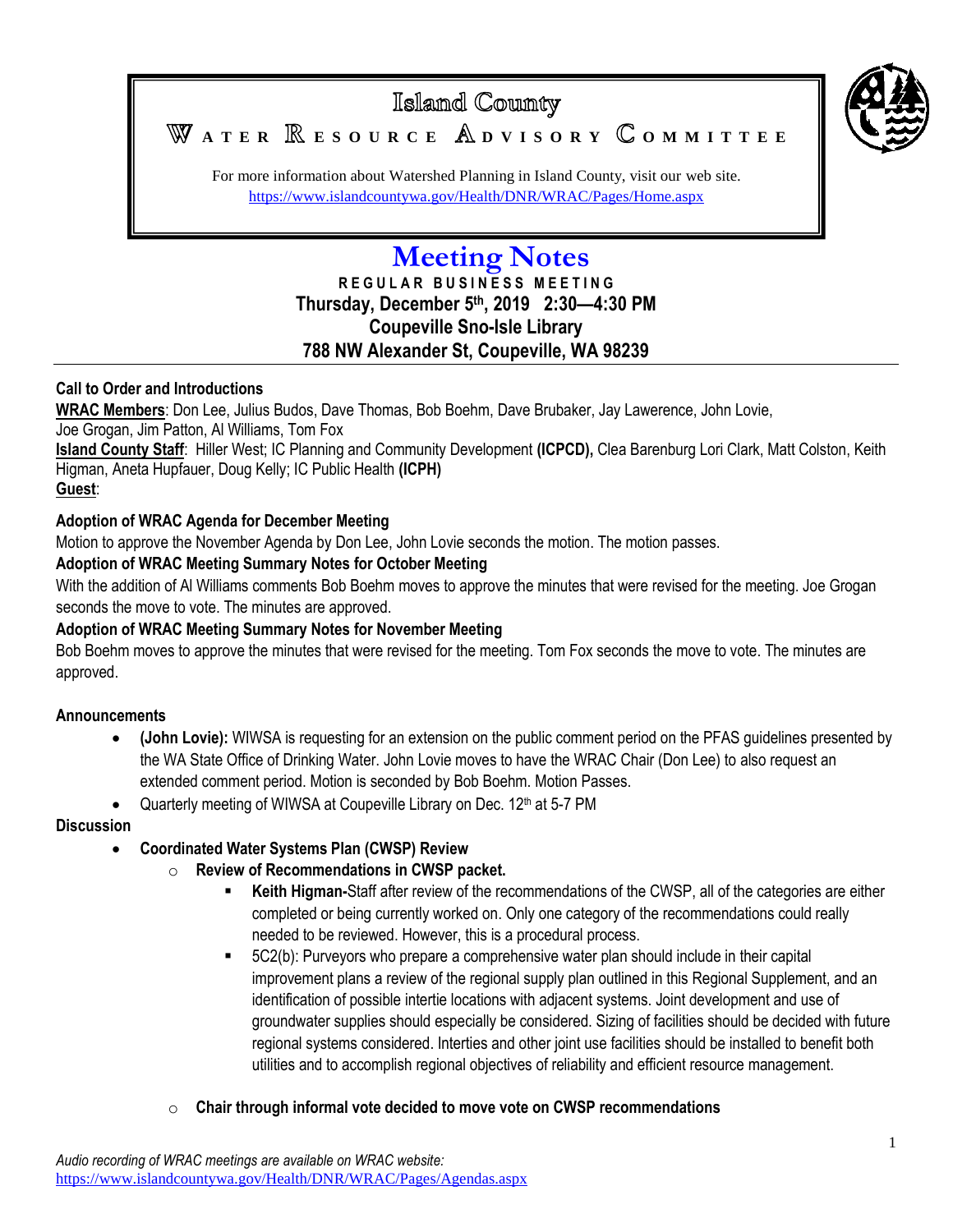# Island County

## WATER RESOURCE ADVISORY COMMITTEE

For more information about Watershed Planning in Island County, visit our web site.
https://www.islandcountywa.gov/Health/DNR/WRAC/Pages/Home.aspx

# Meeting Notes

**REGULAR BUSINESS MEETING**
**Thursday, December 5th, 2019 2:30—4:30 PM**
**Coupeville Sno-Isle Library**
**788 NW Alexander St, Coupeville, WA 98239**

**Call to Order and Introductions**

**WRAC Members**: Don Lee, Julius Budos, Dave Thomas, Bob Boehm, Dave Brubaker, Jay Lawerence, John Lovie, Joe Grogan, Jim Patton, Al Williams, Tom Fox

**Island County Staff**: Hiller West; IC Planning and Community Development **(ICPCD),** Clea Barenburg Lori Clark, Matt Colston, Keith Higman, Aneta Hupfauer, Doug Kelly; IC Public Health **(ICPH)**

**Guest**:

**Adoption of WRAC Agenda for December Meeting**

Motion to approve the November Agenda by Don Lee, John Lovie seconds the motion. The motion passes.

**Adoption of WRAC Meeting Summary Notes for October Meeting**

With the addition of Al Williams comments Bob Boehm moves to approve the minutes that were revised for the meeting. Joe Grogan seconds the move to vote. The minutes are approved.

**Adoption of WRAC Meeting Summary Notes for November Meeting**

Bob Boehm moves to approve the minutes that were revised for the meeting. Tom Fox seconds the move to vote. The minutes are approved.

**Announcements**

- **(John Lovie):** WIWSA is requesting for an extension on the public comment period on the PFAS guidelines presented by the WA State Office of Drinking Water. John Lovie moves to have the WRAC Chair (Don Lee) to also request an extended comment period. Motion is seconded by Bob Boehm. Motion Passes.
- Quarterly meeting of WIWSA at Coupeville Library on Dec. 12th at 5-7 PM

**Discussion**

- **Coordinated Water Systems Plan (CWSP) Review**
  - **Review of Recommendations in CWSP packet.**
    - **Keith Higman-**Staff after review of the recommendations of the CWSP, all of the categories are either completed or being currently worked on. Only one category of the recommendations could really needed to be reviewed. However, this is a procedural process.
    - 5C2(b): Purveyors who prepare a comprehensive water plan should include in their capital improvement plans a review of the regional supply plan outlined in this Regional Supplement, and an identification of possible intertie locations with adjacent systems. Joint development and use of groundwater supplies should especially be considered. Sizing of facilities should be decided with future regional systems considered. Interties and other joint use facilities should be installed to benefit both utilities and to accomplish regional objectives of reliability and efficient resource management.
  - **Chair through informal vote decided to move vote on CWSP recommendations**

*Audio recording of WRAC meetings are available on WRAC website:*
https://www.islandcountywa.gov/Health/DNR/WRAC/Pages/Agendas.aspx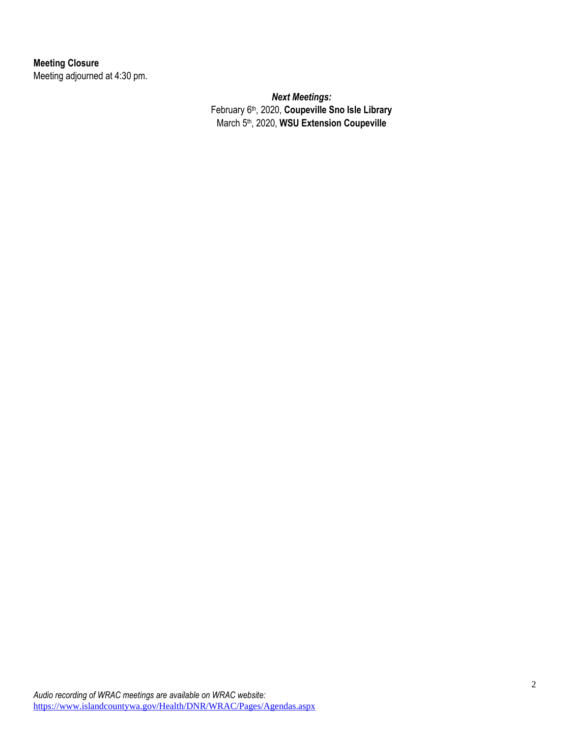**Meeting Closure**
Meeting adjourned at 4:30 pm.

***Next Meetings:***
February 6th, 2020, **Coupeville Sno Isle Library**
March 5th, 2020, **WSU Extension Coupeville**

*Audio recording of WRAC meetings are available on WRAC website:*
https://www.islandcountywa.gov/Health/DNR/WRAC/Pages/Agendas.aspx